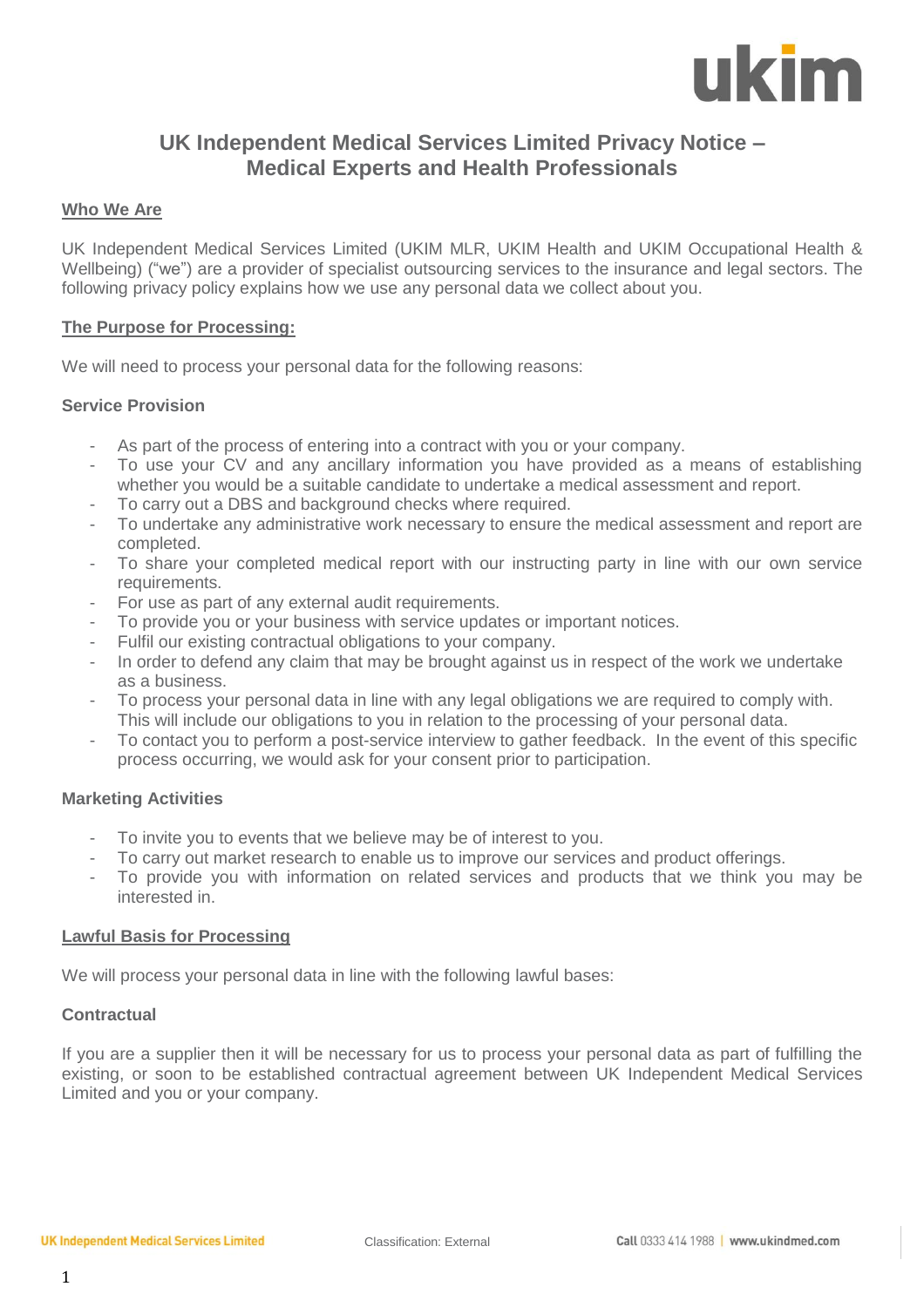# UK Independent Medical Services Limited Privacy Notice – Medical Experts and Health Professionals

## Who We Are

UK Independent Medical Services Limited (UKIM MLR, UKIM Health and UKIM Occupational Health & Wellbeing) ("we") are a provider of specialist outsourcing services to the insurance and legal sectors. The following privacy policy explains how we use any personal data we collect about you.

## The Purpose for Processing:

We will need to process your personal data for the following reasons:

### Service Provision

- As part of the process of entering into a contract with you or your company.
- To use your CV and any ancillary information you have provided as a means of establishing whether you would be a suitable candidate to undertake a medical assessment and report.
- To carry out a DBS and background checks where required.
- To undertake any administrative work necessary to ensure the medical assessment and report are completed.
- To share your completed medical report with our instructing party in line with our own service requirements.
- For use as part of any external audit requirements.
- To provide you or your business with service updates or important notices.
- Fulfil our existing contractual obligations to your company.
- In order to defend any claim that may be brought against us in respect of the work we undertake as a business.
- To process your personal data in line with any legal obligations we are required to comply with. This will include our obligations to you in relation to the processing of your personal data.
- To contact you to perform a post-service interview to gather feedback. In the event of this specific process occurring, we would ask for your consent prior to participation.

### Marketing Activities

- To invite you to events that we believe may be of interest to you.
- To carry out market research to enable us to improve our services and product offerings.
- To provide you with information on related services and products that we think you may be interested in.

## Lawful Basis for Processing

We will process your personal data in line with the following lawful bases:

### Contractual

If you are a supplier then it will be necessary for us to process your personal data as part of fulfilling the existing, or soon to be established contractual agreement between UK Independent Medical Services Limited and you or your company.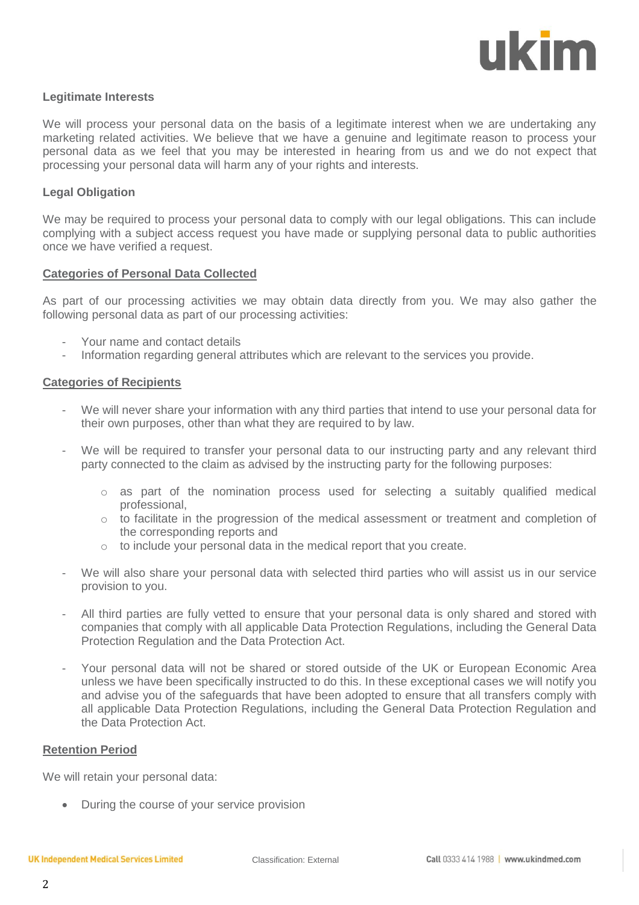**Legitimate Interests**

We will process your personal data on the basis of a legitimate interest when we are undertaking any marketing related activities. We believe that we have a genuine and legitimate reason to process your personal data as we feel that you may be interested in hearing from us and we do not expect that processing your personal data will harm any of your rights and interests.

**Legal Obligation**

We may be required to process your personal data to comply with our legal obligations. This can include complying with a subject access request you have made or supplying personal data to public authorities once we have verified a request.

**Categories of Personal Data Collected**

As part of our processing activities we may obtain data directly from you. We may also gather the following personal data as part of our processing activities:

- Your name and contact details
- Information regarding general attributes which are relevant to the services you provide.

**Categories of Recipients**

- We will never share your information with any third parties that intend to use your personal data for their own purposes, other than what they are required to by law.

- We will be required to transfer your personal data to our instructing party and any relevant third party connected to the claim as advised by the instructing party for the following purposes:

    - as part of the nomination process used for selecting a suitably qualified medical professional,
    - to facilitate in the progression of the medical assessment or treatment and completion of the corresponding reports and
    - to include your personal data in the medical report that you create.

- We will also share your personal data with selected third parties who will assist us in our service provision to you.

- All third parties are fully vetted to ensure that your personal data is only shared and stored with companies that comply with all applicable Data Protection Regulations, including the General Data Protection Regulation and the Data Protection Act.

- Your personal data will not be shared or stored outside of the UK or European Economic Area unless we have been specifically instructed to do this. In these exceptional cases we will notify you and advise you of the safeguards that have been adopted to ensure that all transfers comply with all applicable Data Protection Regulations, including the General Data Protection Regulation and the Data Protection Act.

**Retention Period**

We will retain your personal data:

- During the course of your service provision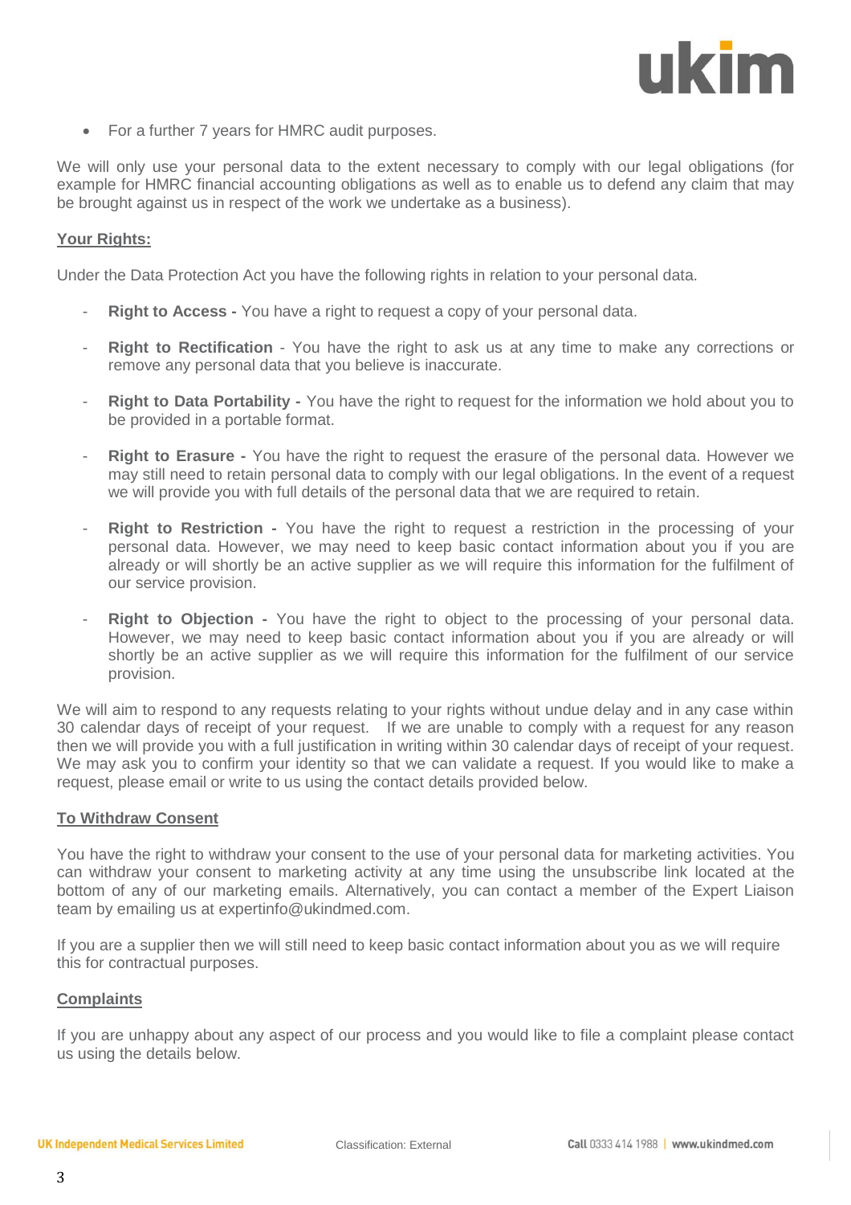- For a further 7 years for HMRC audit purposes.

We will only use your personal data to the extent necessary to comply with our legal obligations (for example for HMRC financial accounting obligations as well as to enable us to defend any claim that may be brought against us in respect of the work we undertake as a business).

## Your Rights:

Under the Data Protection Act you have the following rights in relation to your personal data.

- **Right to Access -** You have a right to request a copy of your personal data.
- **Right to Rectification** - You have the right to ask us at any time to make any corrections or remove any personal data that you believe is inaccurate.
- **Right to Data Portability -** You have the right to request for the information we hold about you to be provided in a portable format.
- **Right to Erasure -** You have the right to request the erasure of the personal data. However we may still need to retain personal data to comply with our legal obligations. In the event of a request we will provide you with full details of the personal data that we are required to retain.
- **Right to Restriction -** You have the right to request a restriction in the processing of your personal data. However, we may need to keep basic contact information about you if you are already or will shortly be an active supplier as we will require this information for the fulfilment of our service provision.
- **Right to Objection -** You have the right to object to the processing of your personal data. However, we may need to keep basic contact information about you if you are already or will shortly be an active supplier as we will require this information for the fulfilment of our service provision.

We will aim to respond to any requests relating to your rights without undue delay and in any case within 30 calendar days of receipt of your request. If we are unable to comply with a request for any reason then we will provide you with a full justification in writing within 30 calendar days of receipt of your request. We may ask you to confirm your identity so that we can validate a request. If you would like to make a request, please email or write to us using the contact details provided below.

## To Withdraw Consent

You have the right to withdraw your consent to the use of your personal data for marketing activities. You can withdraw your consent to marketing activity at any time using the unsubscribe link located at the bottom of any of our marketing emails. Alternatively, you can contact a member of the Expert Liaison team by emailing us at expertinfo@ukindmed.com.

If you are a supplier then we will still need to keep basic contact information about you as we will require this for contractual purposes.

## Complaints

If you are unhappy about any aspect of our process and you would like to file a complaint please contact us using the details below.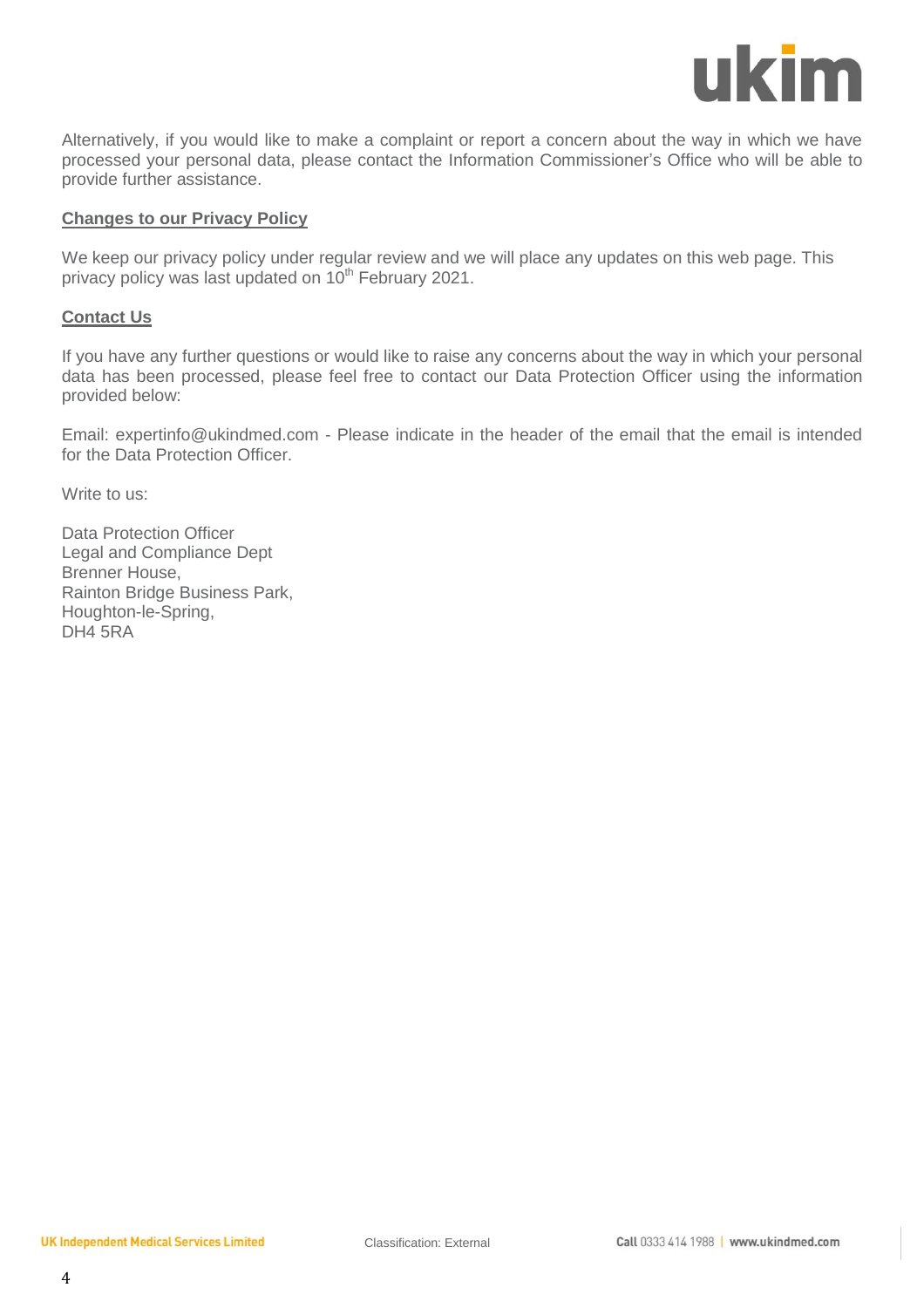Alternatively, if you would like to make a complaint or report a concern about the way in which we have processed your personal data, please contact the Information Commissioner's Office who will be able to provide further assistance.

## Changes to our Privacy Policy

We keep our privacy policy under regular review and we will place any updates on this web page. This privacy policy was last updated on 10th February 2021.

## Contact Us

If you have any further questions or would like to raise any concerns about the way in which your personal data has been processed, please feel free to contact our Data Protection Officer using the information provided below:

Email: expertinfo@ukindmed.com - Please indicate in the header of the email that the email is intended for the Data Protection Officer.

Write to us:

Data Protection Officer
Legal and Compliance Dept
Brenner House,
Rainton Bridge Business Park,
Houghton-le-Spring,
DH4 5RA